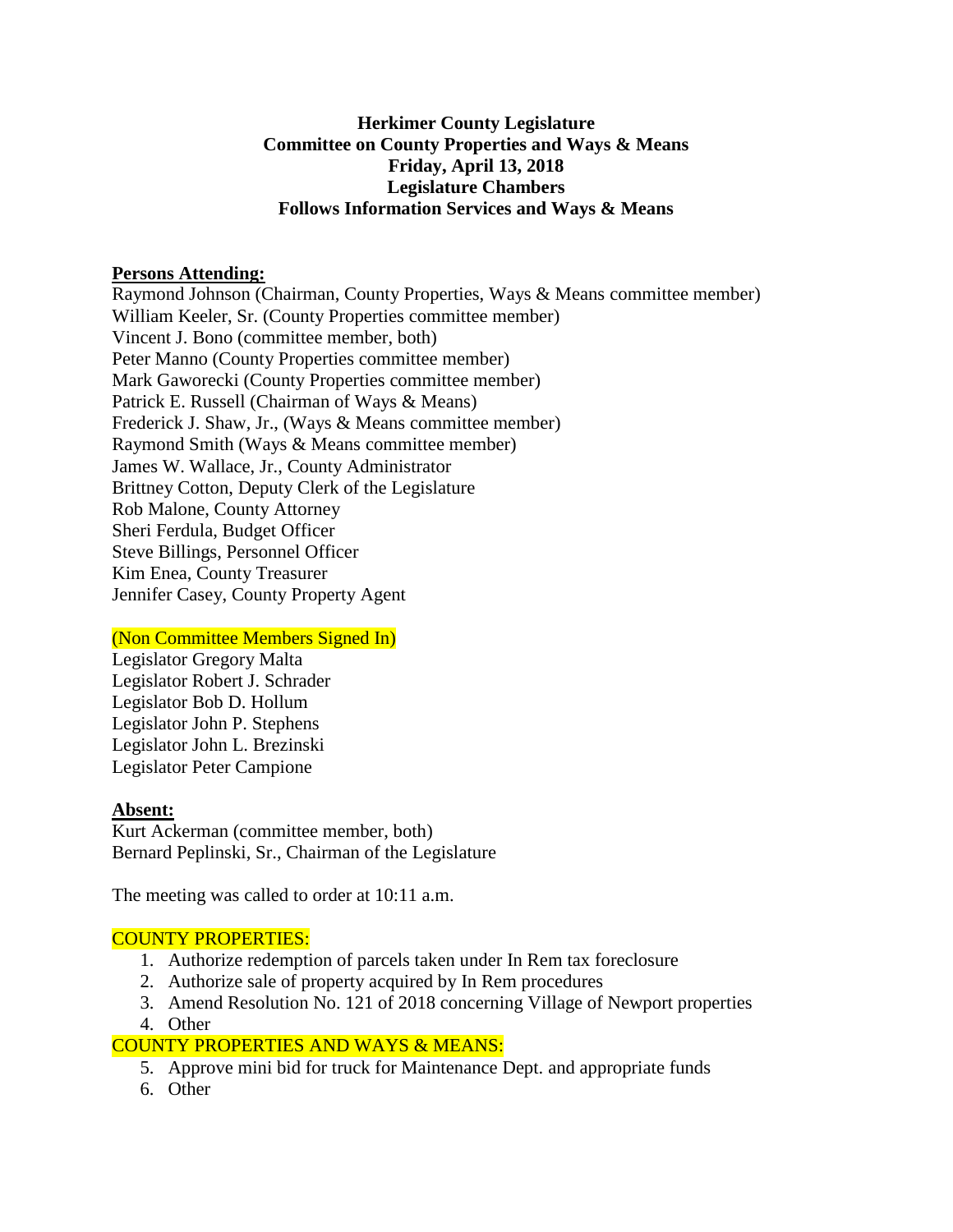**Herkimer County Legislature**
**Committee on County Properties and Ways & Means**
**Friday, April 13, 2018**
**Legislature Chambers**
**Follows Information Services and Ways & Means**

**Persons Attending:**

Raymond Johnson (Chairman, County Properties, Ways & Means committee member)
William Keeler, Sr. (County Properties committee member)
Vincent J. Bono (committee member, both)
Peter Manno (County Properties committee member)
Mark Gaworecki (County Properties committee member)
Patrick E. Russell (Chairman of Ways & Means)
Frederick J. Shaw, Jr., (Ways & Means committee member)
Raymond Smith (Ways & Means committee member)
James W. Wallace, Jr., County Administrator
Brittney Cotton, Deputy Clerk of the Legislature
Rob Malone, County Attorney
Sheri Ferdula, Budget Officer
Steve Billings, Personnel Officer
Kim Enea, County Treasurer
Jennifer Casey, County Property Agent

(Non Committee Members Signed In)

Legislator Gregory Malta
Legislator Robert J. Schrader
Legislator Bob D. Hollum
Legislator John P. Stephens
Legislator John L. Brezinski
Legislator Peter Campione

**Absent:**

Kurt Ackerman (committee member, both)
Bernard Peplinski, Sr., Chairman of the Legislature

The meeting was called to order at 10:11 a.m.

COUNTY PROPERTIES:

1. Authorize redemption of parcels taken under In Rem tax foreclosure
2. Authorize sale of property acquired by In Rem procedures
3. Amend Resolution No. 121 of 2018 concerning Village of Newport properties
4. Other

COUNTY PROPERTIES AND WAYS & MEANS:

5. Approve mini bid for truck for Maintenance Dept. and appropriate funds
6. Other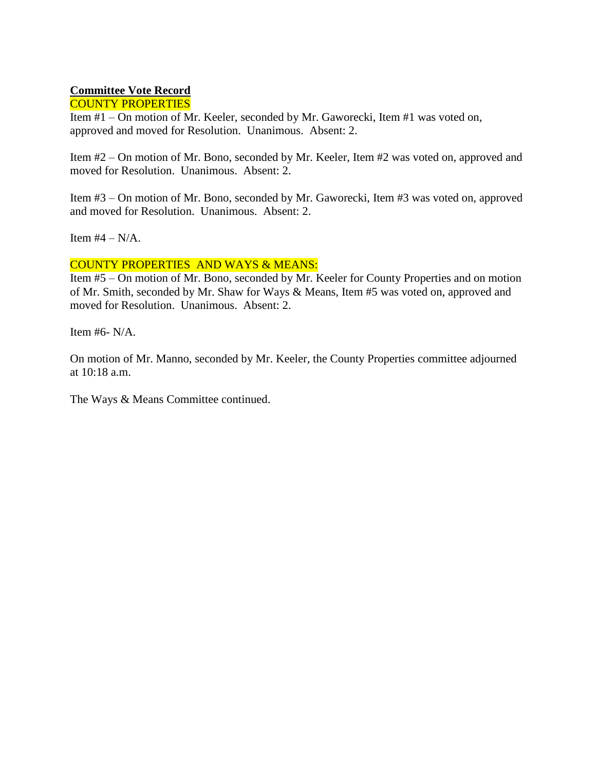**Committee Vote Record**

COUNTY PROPERTIES

Item #1 – On motion of Mr. Keeler, seconded by Mr. Gaworecki, Item #1 was voted on, approved and moved for Resolution. Unanimous. Absent: 2.

Item #2 – On motion of Mr. Bono, seconded by Mr. Keeler, Item #2 was voted on, approved and moved for Resolution. Unanimous. Absent: 2.

Item #3 – On motion of Mr. Bono, seconded by Mr. Gaworecki, Item #3 was voted on, approved and moved for Resolution. Unanimous. Absent: 2.

Item #4 – N/A.

COUNTY PROPERTIES AND WAYS & MEANS:

Item #5 – On motion of Mr. Bono, seconded by Mr. Keeler for County Properties and on motion of Mr. Smith, seconded by Mr. Shaw for Ways & Means, Item #5 was voted on, approved and moved for Resolution. Unanimous. Absent: 2.

Item #6- N/A.

On motion of Mr. Manno, seconded by Mr. Keeler, the County Properties committee adjourned at 10:18 a.m.

The Ways & Means Committee continued.